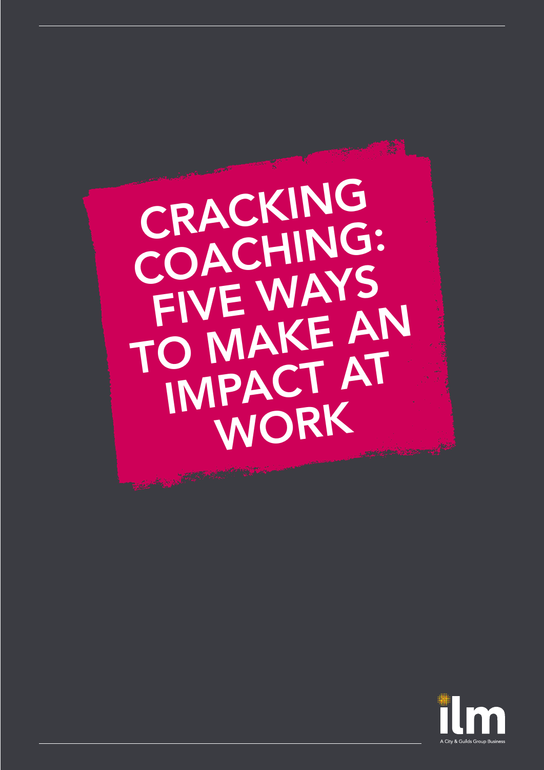# CRACKING COACHING: FIVE WAYS TO MAKE AN IMPACT AT WORK

ilm

A City & Guilds Group Business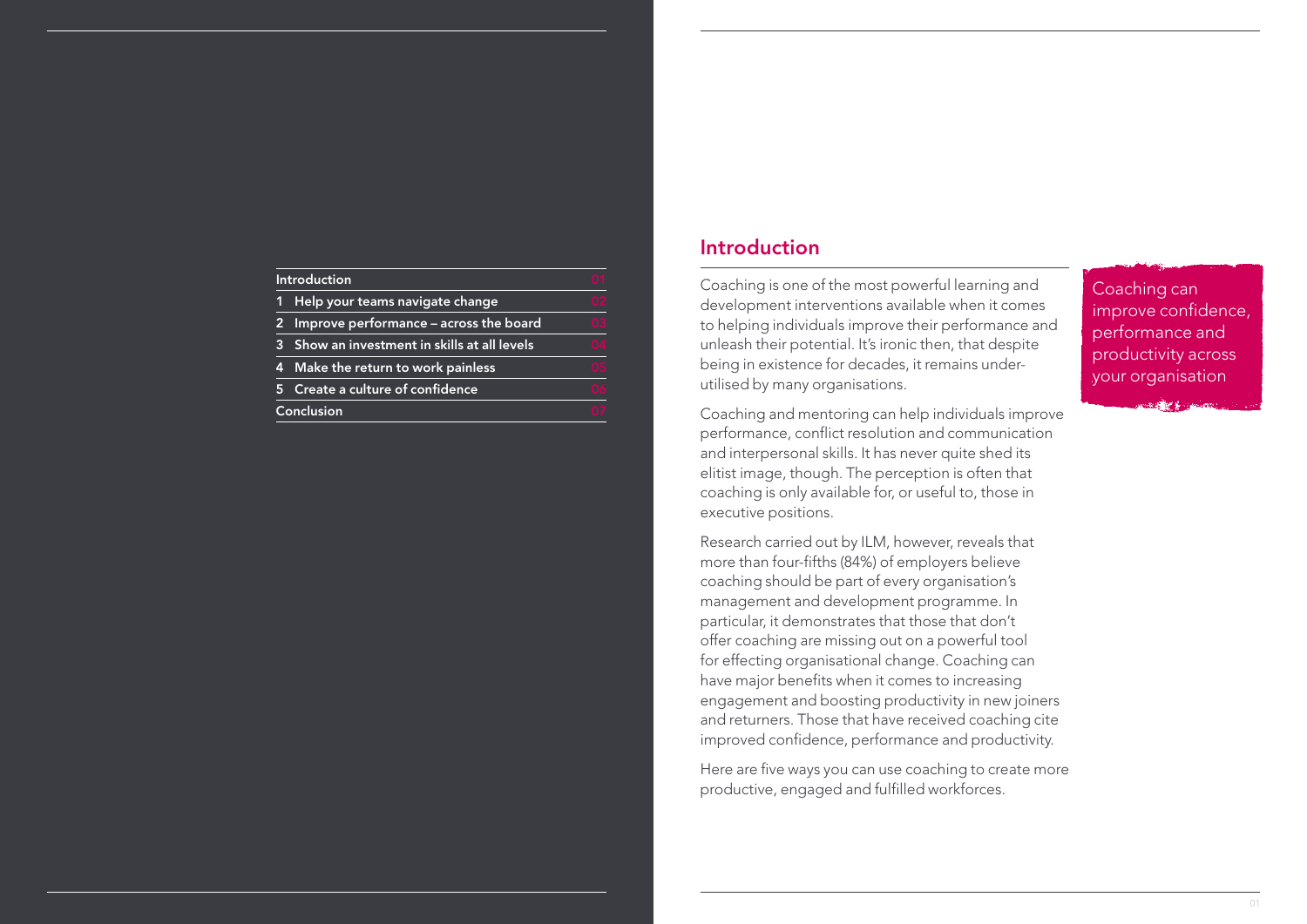| Contents | |
|---|---|
| Introduction | 01 |
| 1 Help your teams navigate change | 02 |
| 2 Improve performance – across the board | 03 |
| 3 Show an investment in skills at all levels | 04 |
| 4 Make the return to work painless | 05 |
| 5 Create a culture of confidence | 06 |
| Conclusion | 07 |

## Introduction

Coaching is one of the most powerful learning and development interventions available when it comes to helping individuals improve their performance and unleash their potential. It's ironic then, that despite being in existence for decades, it remains under-utilised by many organisations.

Coaching and mentoring can help individuals improve performance, conflict resolution and communication and interpersonal skills. It has never quite shed its elitist image, though. The perception is often that coaching is only available for, or useful to, those in executive positions.

Research carried out by ILM, however, reveals that more than four-fifths (84%) of employers believe coaching should be part of every organisation's management and development programme. In particular, it demonstrates that those that don't offer coaching are missing out on a powerful tool for effecting organisational change. Coaching can have major benefits when it comes to increasing engagement and boosting productivity in new joiners and returners. Those that have received coaching cite improved confidence, performance and productivity.

Here are five ways you can use coaching to create more productive, engaged and fulfilled workforces.

> Coaching can improve confidence, performance and productivity across your organisation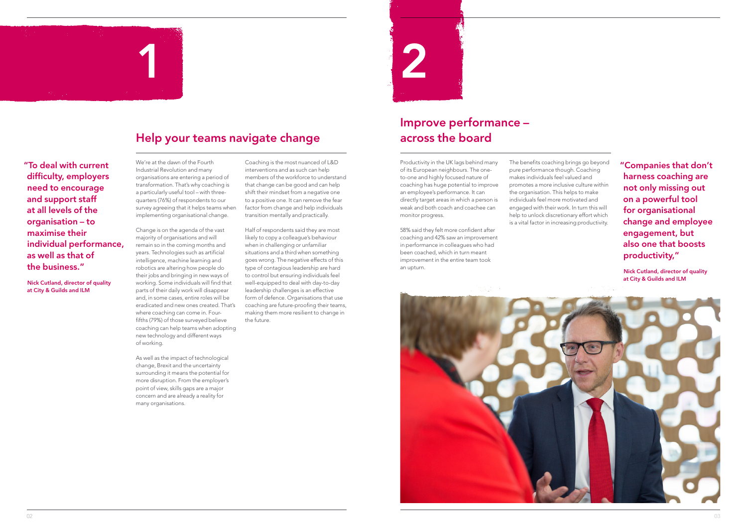# 1

## Help your teams navigate change

> **"To deal with current difficulty, employers need to encourage and support staff at all levels of the organisation – to maximise their individual performance, as well as that of the business."**
>
> **Nick Cutland, director of quality at City & Guilds and ILM**

We're at the dawn of the Fourth Industrial Revolution and many organisations are entering a period of transformation. That's why coaching is a particularly useful tool – with three-quarters (76%) of respondents to our survey agreeing that it helps teams when implementing organisational change.

Change is on the agenda of the vast majority of organisations and will remain so in the coming months and years. Technologies such as artificial intelligence, machine learning and robotics are altering how people do their jobs and bringing in new ways of working. Some individuals will find that parts of their daily work will disappear and, in some cases, entire roles will be eradicated and new ones created. That's where coaching can come in. Four-fifths (79%) of those surveyed believe coaching can help teams when adopting new technology and different ways of working.

As well as the impact of technological change, Brexit and the uncertainty surrounding it means the potential for more disruption. From the employer's point of view, skills gaps are a major concern and are already a reality for many organisations.

Coaching is the most nuanced of L&D interventions and as such can help members of the workforce to understand that change can be good and can help shift their mindset from a negative one to a positive one. It can remove the fear factor from change and help individuals transition mentally and practically.

Half of respondents said they are most likely to copy a colleague's behaviour when in challenging or unfamiliar situations and a third when something goes wrong. The negative effects of this type of contagious leadership are hard to control but ensuring individuals feel well-equipped to deal with day-to-day leadership challenges is an effective form of defence. Organisations that use coaching are future-proofing their teams, making them more resilient to change in the future.

# 2

## Improve performance – across the board

Productivity in the UK lags behind many of its European neighbours. The one-to-one and highly focused nature of coaching has huge potential to improve an employee's performance. It can directly target areas in which a person is weak and both coach and coachee can monitor progress.

58% said they felt more confident after coaching and 42% saw an improvement in performance in colleagues who had been coached, which in turn meant improvement in the entire team took an upturn.

The benefits coaching brings go beyond pure performance though. Coaching makes individuals feel valued and promotes a more inclusive culture within the organisation. This helps to make individuals feel more motivated and engaged with their work. In turn this will help to unlock discretionary effort which is a vital factor in increasing productivity.

> **"Companies that don't harness coaching are not only missing out on a powerful tool for organisational change and employee engagement, but also one that boosts productivity,"**
>
> **Nick Cutland, director of quality at City & Guilds and ILM**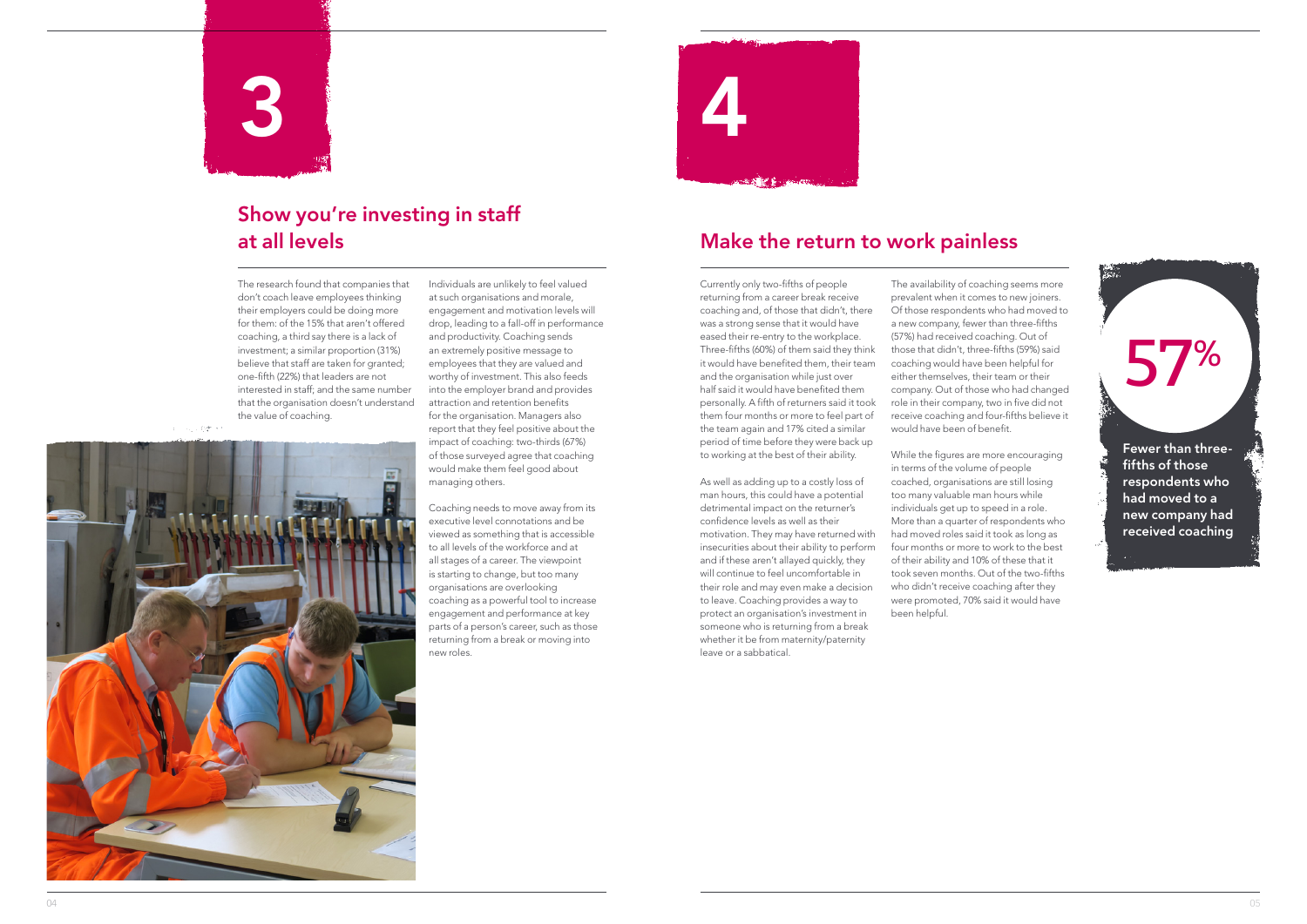# 3

## Show you're investing in staff at all levels

The research found that companies that don't coach leave employees thinking their employers could be doing more for them: of the 15% that aren't offered coaching, a third say there is a lack of investment; a similar proportion (31%) believe that staff are taken for granted; one-fifth (22%) that leaders are not interested in staff; and the same number that the organisation doesn't understand the value of coaching.

Individuals are unlikely to feel valued at such organisations and morale, engagement and motivation levels will drop, leading to a fall-off in performance and productivity. Coaching sends an extremely positive message to employees that they are valued and worthy of investment. This also feeds into the employer brand and provides attraction and retention benefits for the organisation. Managers also report that they feel positive about the impact of coaching: two-thirds (67%) of those surveyed agree that coaching would make them feel good about managing others.

Coaching needs to move away from its executive level connotations and be viewed as something that is accessible to all levels of the workforce and at all stages of a career. The viewpoint is starting to change, but too many organisations are overlooking coaching as a powerful tool to increase engagement and performance at key parts of a person's career, such as those returning from a break or moving into new roles.

# 4

## Make the return to work painless

Currently only two-fifths of people returning from a career break receive coaching and, of those that didn't, there was a strong sense that it would have eased their re-entry to the workplace. Three-fifths (60%) of them said they think it would have benefited them, their team and the organisation while just over half said it would have benefited them personally. A fifth of returners said it took them four months or more to feel part of the team again and 17% cited a similar period of time before they were back up to working at the best of their ability.

As well as adding up to a costly loss of man hours, this could have a potential detrimental impact on the returner's confidence levels as well as their motivation. They may have returned with insecurities about their ability to perform and if these aren't allayed quickly, they will continue to feel uncomfortable in their role and may even make a decision to leave. Coaching provides a way to protect an organisation's investment in someone who is returning from a break whether it be from maternity/paternity leave or a sabbatical.

The availability of coaching seems more prevalent when it comes to new joiners. Of those respondents who had moved to a new company, fewer than three-fifths (57%) had received coaching. Out of those that didn't, three-fifths (59%) said coaching would have been helpful for either themselves, their team or their company. Out of those who had changed role in their company, two in five did not receive coaching and four-fifths believe it would have been of benefit.

While the figures are more encouraging in terms of the volume of people coached, organisations are still losing too many valuable man hours while individuals get up to speed in a role. More than a quarter of respondents who had moved roles said it took as long as four months or more to work to the best of their ability and 10% of these that it took seven months. Out of the two-fifths who didn't receive coaching after they were promoted, 70% said it would have been helpful.

**57%**

**Fewer than three-fifths of those respondents who had moved to a new company had received coaching**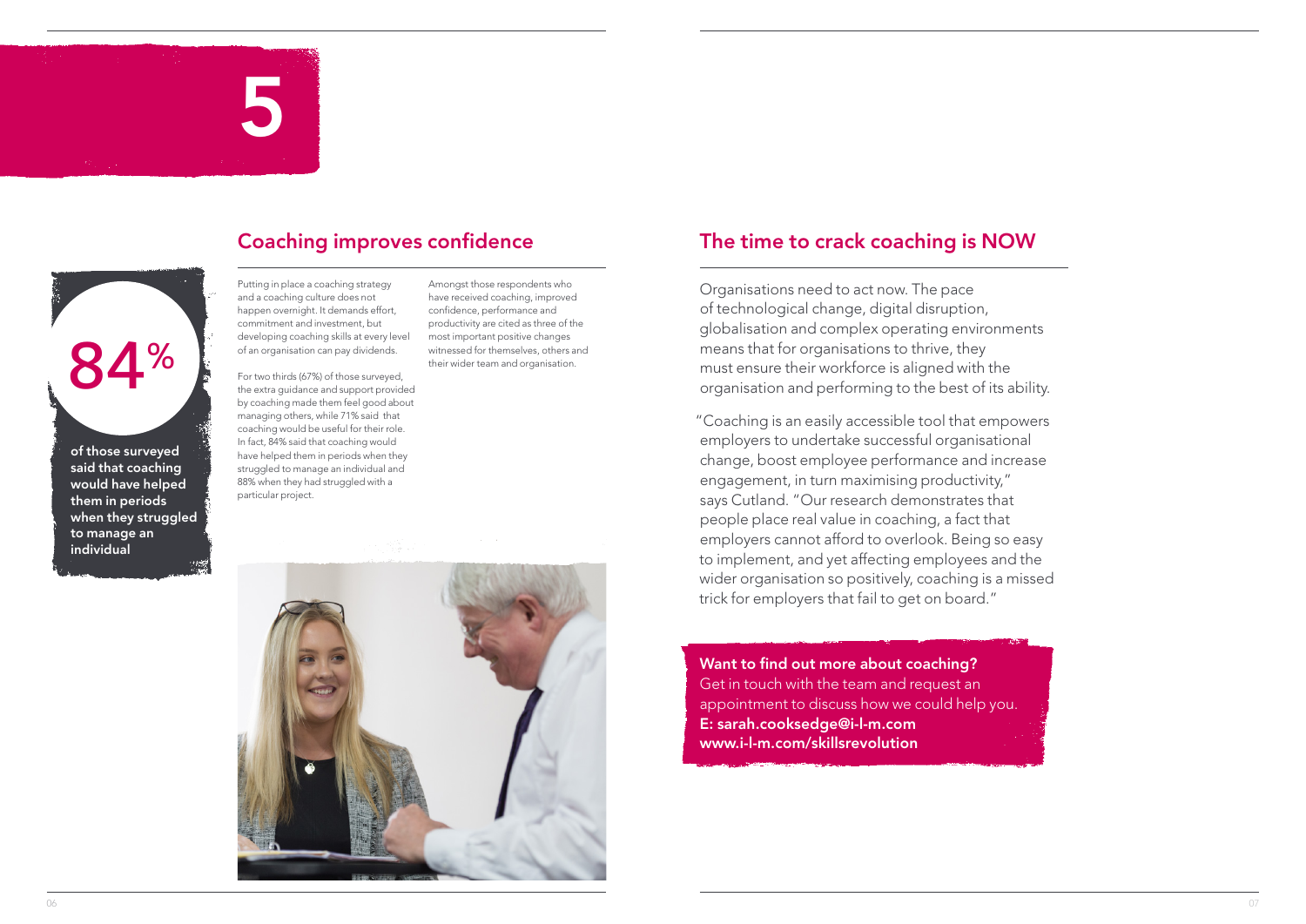# 5

## Coaching improves confidence

**84%**

**of those surveyed said that coaching would have helped them in periods when they struggled to manage an individual**

Putting in place a coaching strategy and a coaching culture does not happen overnight. It demands effort, commitment and investment, but developing coaching skills at every level of an organisation can pay dividends.

For two thirds (67%) of those surveyed, the extra guidance and support provided by coaching made them feel good about managing others, while 71% said that coaching would be useful for their role. In fact, 84% said that coaching would have helped them in periods when they struggled to manage an individual and 88% when they had struggled with a particular project.

Amongst those respondents who have received coaching, improved confidence, performance and productivity are cited as three of the most important positive changes witnessed for themselves, others and their wider team and organisation.

## The time to crack coaching is NOW

Organisations need to act now. The pace of technological change, digital disruption, globalisation and complex operating environments means that for organisations to thrive, they must ensure their workforce is aligned with the organisation and performing to the best of its ability.

"Coaching is an easily accessible tool that empowers employers to undertake successful organisational change, boost employee performance and increase engagement, in turn maximising productivity," says Cutland. "Our research demonstrates that people place real value in coaching, a fact that employers cannot afford to overlook. Being so easy to implement, and yet affecting employees and the wider organisation so positively, coaching is a missed trick for employers that fail to get on board."

**Want to find out more about coaching?**
Get in touch with the team and request an appointment to discuss how we could help you.
**E: sarah.cooksedge@i-l-m.com**
**www.i-l-m.com/skillsrevolution**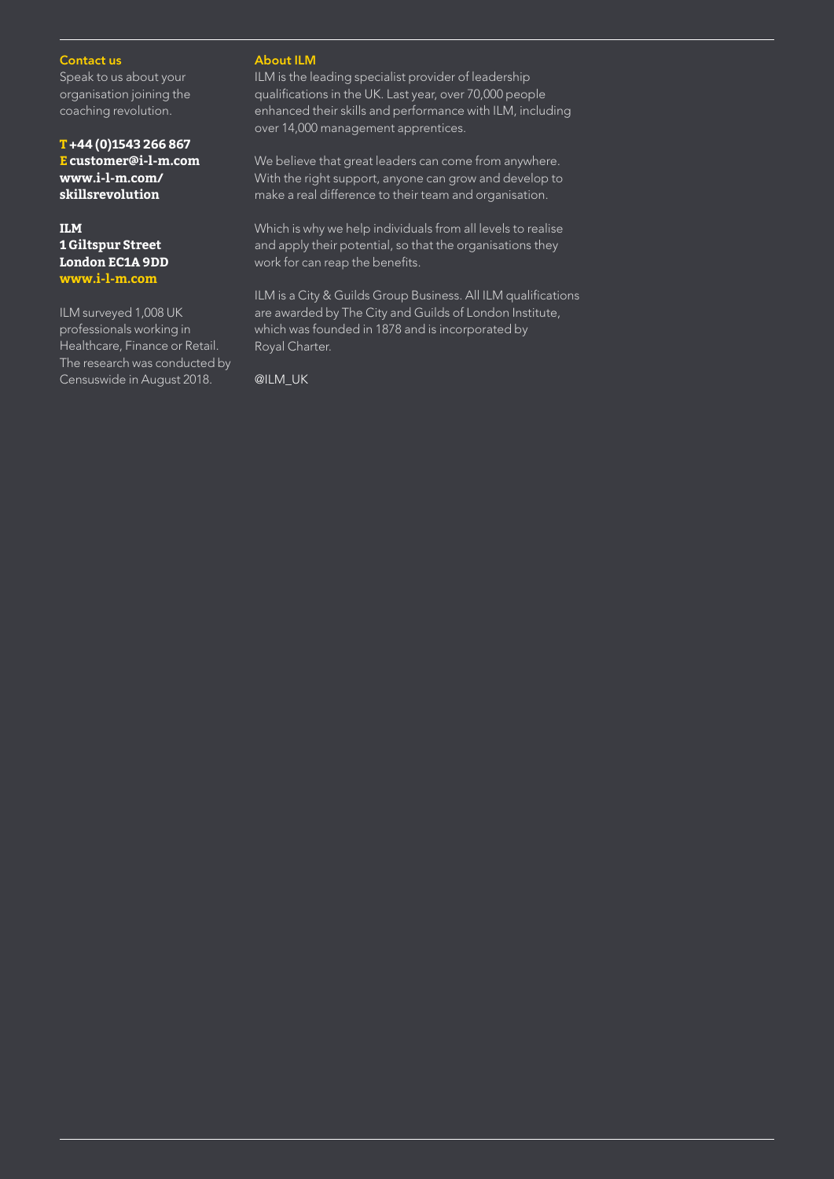## Contact us

Speak to us about your organisation joining the coaching revolution.

**T +44 (0)1543 266 867**
**E customer@i-l-m.com**
**www.i-l-m.com/skillsrevolution**

**ILM**
**1 Giltspur Street**
**London EC1A 9DD**
**www.i-l-m.com**

ILM surveyed 1,008 UK professionals working in Healthcare, Finance or Retail. The research was conducted by Censuswide in August 2018.

## About ILM

ILM is the leading specialist provider of leadership qualifications in the UK. Last year, over 70,000 people enhanced their skills and performance with ILM, including over 14,000 management apprentices.

We believe that great leaders can come from anywhere. With the right support, anyone can grow and develop to make a real difference to their team and organisation.

Which is why we help individuals from all levels to realise and apply their potential, so that the organisations they work for can reap the benefits.

ILM is a City & Guilds Group Business. All ILM qualifications are awarded by The City and Guilds of London Institute, which was founded in 1878 and is incorporated by Royal Charter.

@ILM_UK